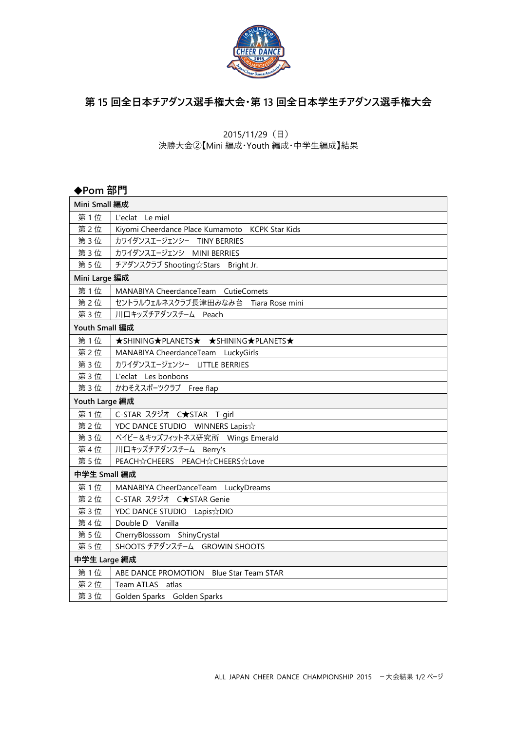# 第 15 回全日本チアダンス選手権大会・第 13 回全日本学生チアダンス選手権大会

2015/11/29（日）
決勝大会②【Mini 編成・Youth 編成・中学生編成】結果

## ◆Pom 部門

| Mini Small 編成 | |
|---|---|
| 第 1 位 | L'eclat　Le miel |
| 第 2 位 | Kiyomi Cheerdance Place Kumamoto　KCPK Star Kids |
| 第 3 位 | カワイダンスエージェンシー　TINY BERRIES |
| 第 3 位 | カワイダンスエージェンシ　MINI BERRIES |
| 第 5 位 | チアダンスクラブ Shooting☆Stars　Bright Jr. |
| **Mini Large 編成** | |
| 第 1 位 | MANABIYA CheerdanceTeam　CutieComets |
| 第 2 位 | セントラルウェルネスクラブ長津田みなみ台　Tiara Rose mini |
| 第 3 位 | 川口キッズチアダンスチーム　Peach |
| **Youth Small 編成** | |
| 第 1 位 | ★SHINING★PLANETS★　★SHINING★PLANETS★ |
| 第 2 位 | MANABIYA CheerdanceTeam　LuckyGirls |
| 第 3 位 | カワイダンスエージェンシー　LITTLE BERRIES |
| 第 3 位 | L'eclat　Les bonbons |
| 第 3 位 | かわそえスポーツクラブ　Free flap |
| **Youth Large 編成** | |
| 第 1 位 | C-STAR スタジオ　C★STAR　T-girl |
| 第 2 位 | YDC DANCE STUDIO　WINNERS Lapis☆ |
| 第 3 位 | ベイビー＆キッズフィットネス研究所　Wings Emerald |
| 第 4 位 | 川口キッズチアダンスチーム　Berry's |
| 第 5 位 | PEACH☆CHEERS　PEACH☆CHEERS☆Love |
| **中学生 Small 編成** | |
| 第 1 位 | MANABIYA CheerDanceTeam　LuckyDreams |
| 第 2 位 | C-STAR スタジオ　C★STAR Genie |
| 第 3 位 | YDC DANCE STUDIO　Lapis☆DIO |
| 第 4 位 | Double D　Vanilla |
| 第 5 位 | CherryBlosssom　ShinyCrystal |
| 第 5 位 | SHOOTS チアダンスチーム　GROWIN SHOOTS |
| **中学生 Large 編成** | |
| 第 1 位 | ABE DANCE PROMOTION　Blue Star Team STAR |
| 第 2 位 | Team ATLAS　atlas |
| 第 3 位 | Golden Sparks　Golden Sparks |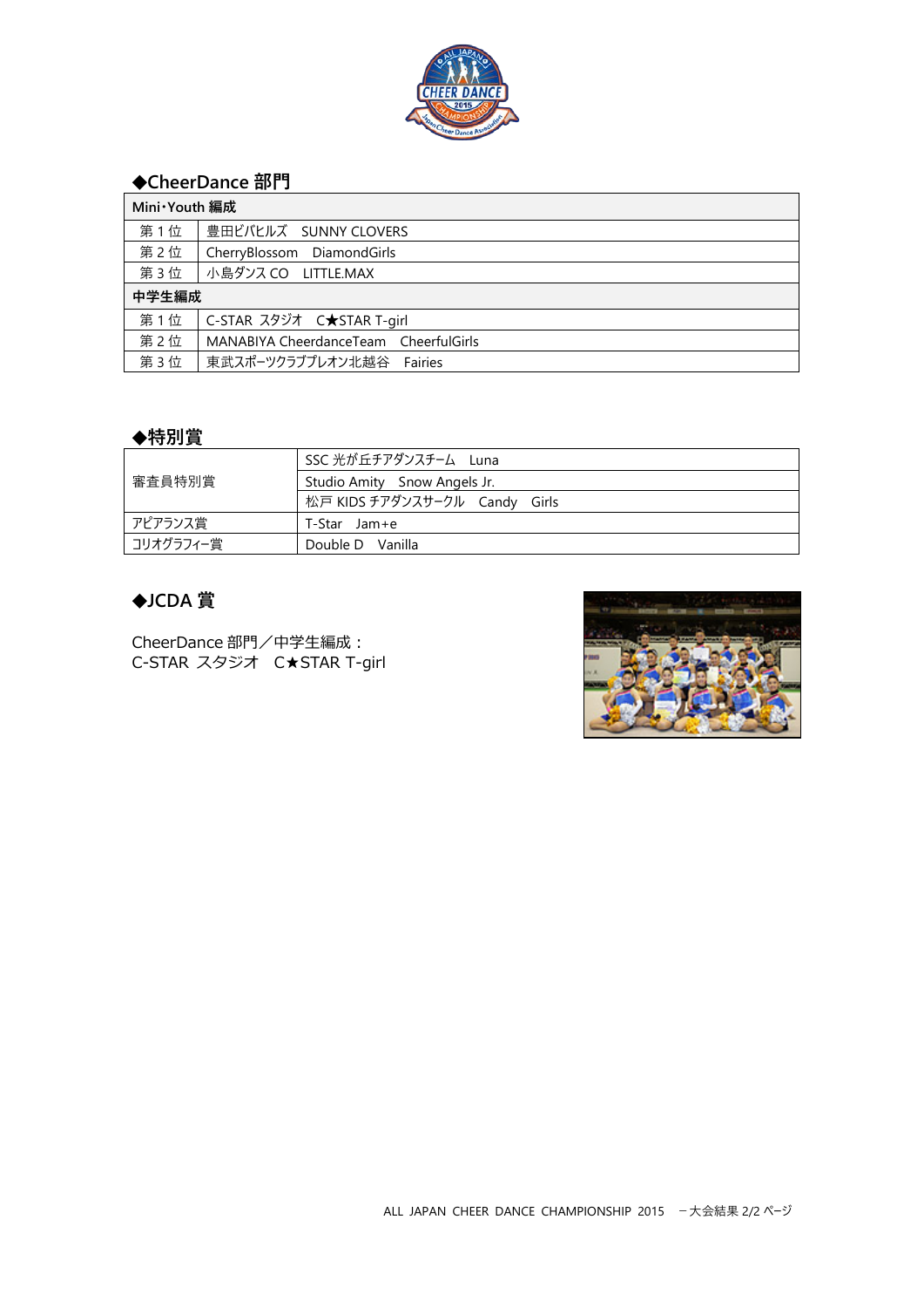## ◆CheerDance 部門

| | |
|---|---|
| **Mini・Youth 編成** | |
| 第 1 位 | 豊田ビバヒルズ　SUNNY CLOVERS |
| 第 2 位 | CherryBlossom　DiamondGirls |
| 第 3 位 | 小島ダンス CO　LITTLE.MAX |
| **中学生編成** | |
| 第 1 位 | C-STAR スタジオ　C★STAR T-girl |
| 第 2 位 | MANABIYA CheerdanceTeam　CheerfulGirls |
| 第 3 位 | 東武スポーツクラブプレオン北越谷　Fairies |

## ◆特別賞

| | |
|---|---|
| 審査員特別賞 | SSC 光が丘チアダンスチーム　Luna |
| | Studio Amity　Snow Angels Jr. |
| | 松戸 KIDS チアダンスサークル　Candy　Girls |
| アピアランス賞 | T-Star　Jam+e |
| コリオグラフィー賞 | Double D　Vanilla |

## ◆JCDA 賞

CheerDance 部門／中学生編成：
C-STAR スタジオ　C★STAR T-girl